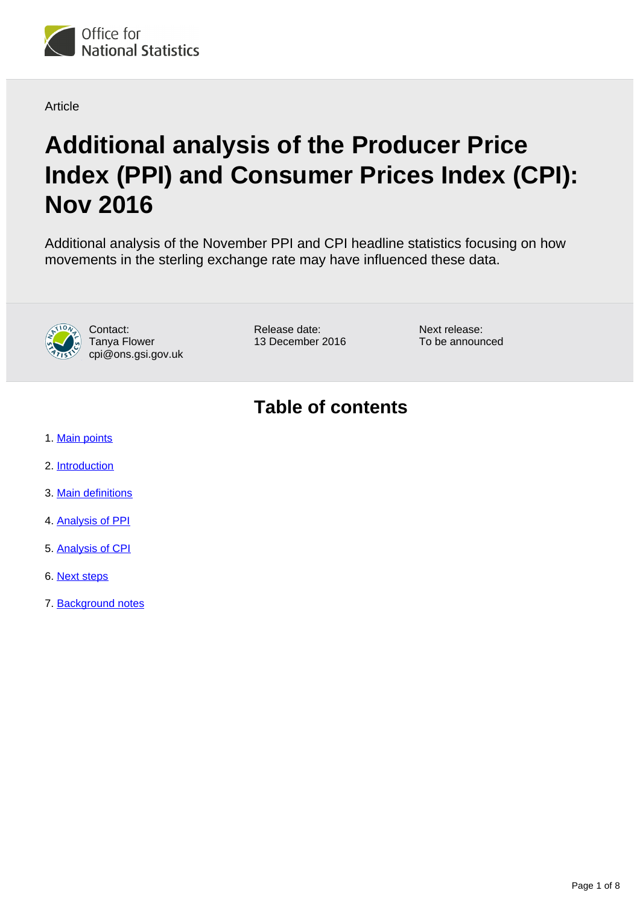Article

# Additional analysis of the Producer Price Index (PPI) and Consumer Prices Index (CPI): Nov 2016

Additional analysis of the November PPI and CPI headline statistics focusing on how movements in the sterling exchange rate may have influenced these data.

Contact:
Tanya Flower
cpi@ons.gsi.gov.uk

Release date:
13 December 2016

Next release:
To be announced

## Table of contents

1. Main points
2. Introduction
3. Main definitions
4. Analysis of PPI
5. Analysis of CPI
6. Next steps
7. Background notes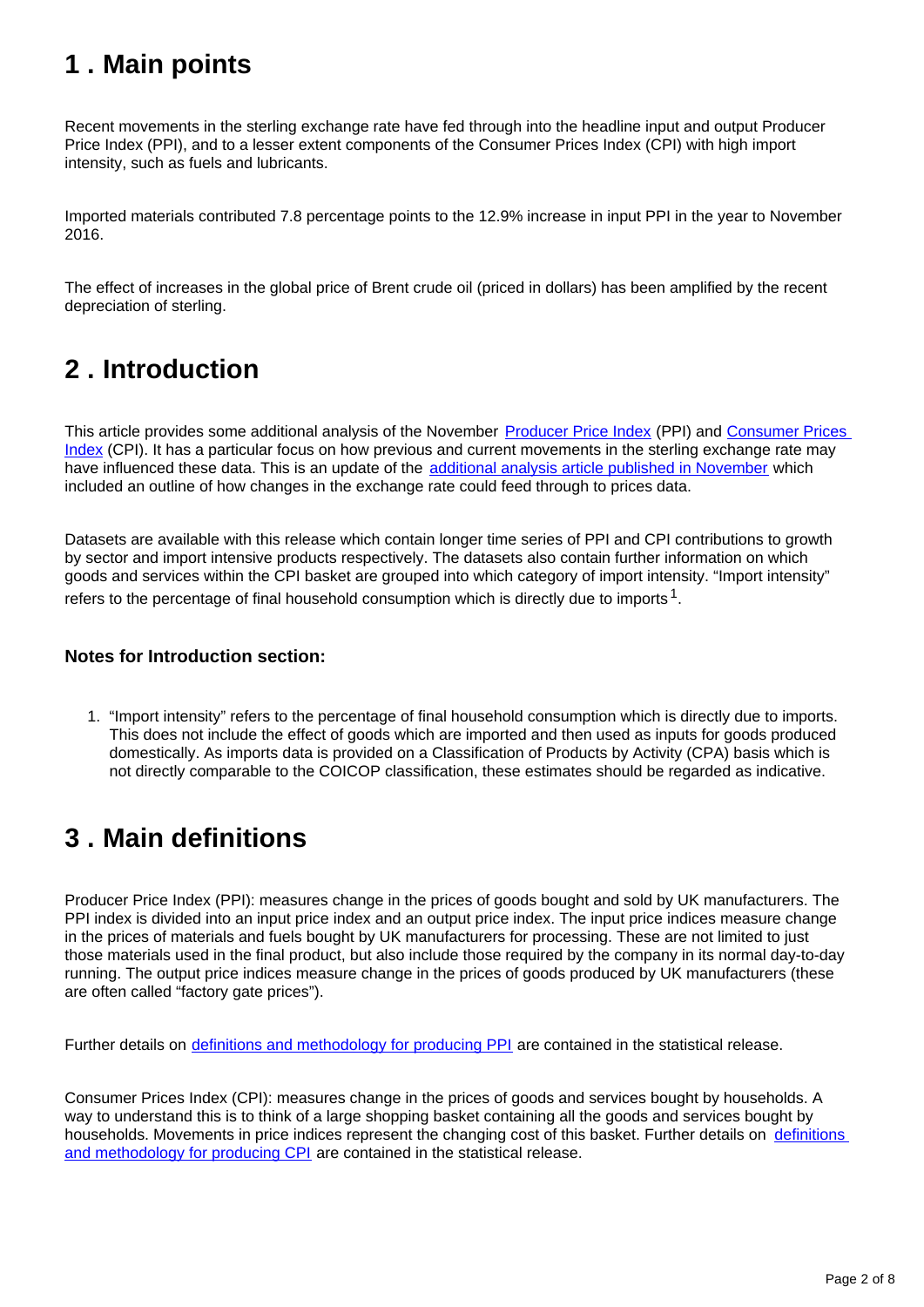## 1 . Main points

Recent movements in the sterling exchange rate have fed through into the headline input and output Producer Price Index (PPI), and to a lesser extent components of the Consumer Prices Index (CPI) with high import intensity, such as fuels and lubricants.

Imported materials contributed 7.8 percentage points to the 12.9% increase in input PPI in the year to November 2016.

The effect of increases in the global price of Brent crude oil (priced in dollars) has been amplified by the recent depreciation of sterling.

## 2 . Introduction

This article provides some additional analysis of the November Producer Price Index (PPI) and Consumer Prices Index (CPI). It has a particular focus on how previous and current movements in the sterling exchange rate may have influenced these data. This is an update of the additional analysis article published in November which included an outline of how changes in the exchange rate could feed through to prices data.

Datasets are available with this release which contain longer time series of PPI and CPI contributions to growth by sector and import intensive products respectively. The datasets also contain further information on which goods and services within the CPI basket are grouped into which category of import intensity. "Import intensity" refers to the percentage of final household consumption which is directly due to imports[1].

### Notes for Introduction section:

1. "Import intensity" refers to the percentage of final household consumption which is directly due to imports. This does not include the effect of goods which are imported and then used as inputs for goods produced domestically. As imports data is provided on a Classification of Products by Activity (CPA) basis which is not directly comparable to the COICOP classification, these estimates should be regarded as indicative.

## 3 . Main definitions

Producer Price Index (PPI): measures change in the prices of goods bought and sold by UK manufacturers. The PPI index is divided into an input price index and an output price index. The input price indices measure change in the prices of materials and fuels bought by UK manufacturers for processing. These are not limited to just those materials used in the final product, but also include those required by the company in its normal day-to-day running. The output price indices measure change in the prices of goods produced by UK manufacturers (these are often called "factory gate prices").

Further details on definitions and methodology for producing PPI are contained in the statistical release.

Consumer Prices Index (CPI): measures change in the prices of goods and services bought by households. A way to understand this is to think of a large shopping basket containing all the goods and services bought by households. Movements in price indices represent the changing cost of this basket. Further details on definitions and methodology for producing CPI are contained in the statistical release.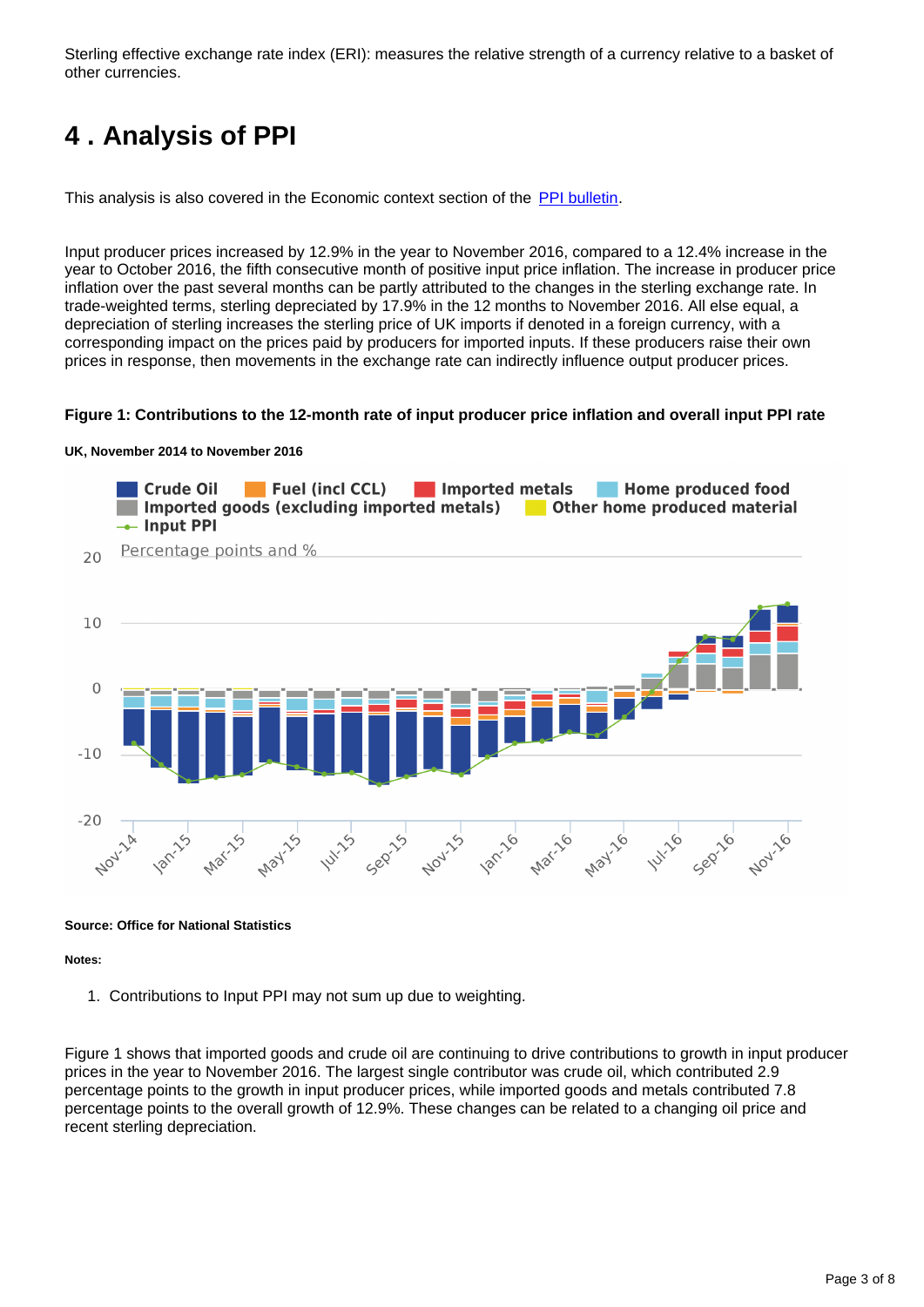Sterling effective exchange rate index (ERI): measures the relative strength of a currency relative to a basket of other currencies.

## 4 . Analysis of PPI

This analysis is also covered in the Economic context section of the PPI bulletin.

Input producer prices increased by 12.9% in the year to November 2016, compared to a 12.4% increase in the year to October 2016, the fifth consecutive month of positive input price inflation. The increase in producer price inflation over the past several months can be partly attributed to the changes in the sterling exchange rate. In trade-weighted terms, sterling depreciated by 17.9% in the 12 months to November 2016. All else equal, a depreciation of sterling increases the sterling price of UK imports if denoted in a foreign currency, with a corresponding impact on the prices paid by producers for imported inputs. If these producers raise their own prices in response, then movements in the exchange rate can indirectly influence output producer prices.

**Figure 1: Contributions to the 12-month rate of input producer price inflation and overall input PPI rate**

**UK, November 2014 to November 2016**

**Source: Office for National Statistics**

**Notes:**

1. Contributions to Input PPI may not sum up due to weighting.

Figure 1 shows that imported goods and crude oil are continuing to drive contributions to growth in input producer prices in the year to November 2016. The largest single contributor was crude oil, which contributed 2.9 percentage points to the growth in input producer prices, while imported goods and metals contributed 7.8 percentage points to the overall growth of 12.9%. These changes can be related to a changing oil price and recent sterling depreciation.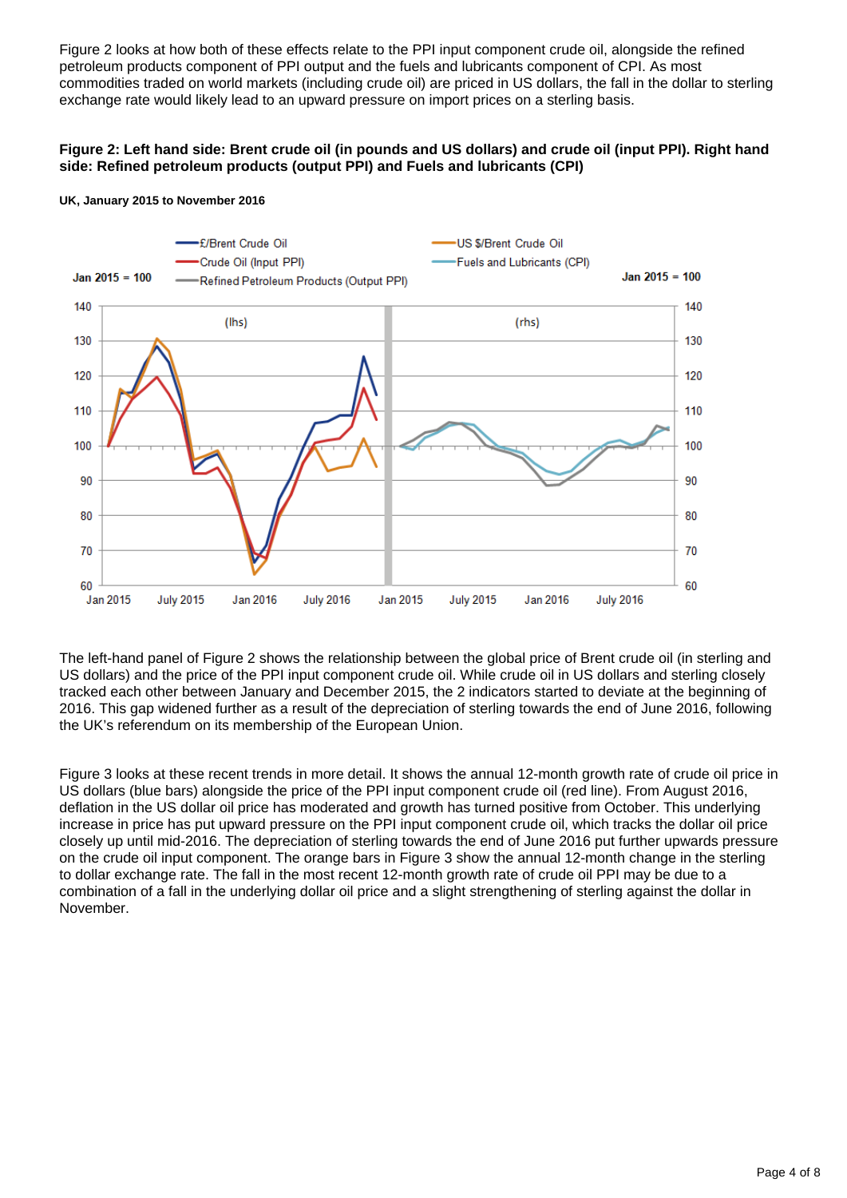Figure 2 looks at how both of these effects relate to the PPI input component crude oil, alongside the refined petroleum products component of PPI output and the fuels and lubricants component of CPI. As most commodities traded on world markets (including crude oil) are priced in US dollars, the fall in the dollar to sterling exchange rate would likely lead to an upward pressure on import prices on a sterling basis.

**Figure 2: Left hand side: Brent crude oil (in pounds and US dollars) and crude oil (input PPI). Right hand side: Refined petroleum products (output PPI) and Fuels and lubricants (CPI)**

**UK, January 2015 to November 2016**

The left-hand panel of Figure 2 shows the relationship between the global price of Brent crude oil (in sterling and US dollars) and the price of the PPI input component crude oil. While crude oil in US dollars and sterling closely tracked each other between January and December 2015, the 2 indicators started to deviate at the beginning of 2016. This gap widened further as a result of the depreciation of sterling towards the end of June 2016, following the UK's referendum on its membership of the European Union.

Figure 3 looks at these recent trends in more detail. It shows the annual 12-month growth rate of crude oil price in US dollars (blue bars) alongside the price of the PPI input component crude oil (red line). From August 2016, deflation in the US dollar oil price has moderated and growth has turned positive from October. This underlying increase in price has put upward pressure on the PPI input component crude oil, which tracks the dollar oil price closely up until mid-2016. The depreciation of sterling towards the end of June 2016 put further upwards pressure on the crude oil input component. The orange bars in Figure 3 show the annual 12-month change in the sterling to dollar exchange rate. The fall in the most recent 12-month growth rate of crude oil PPI may be due to a combination of a fall in the underlying dollar oil price and a slight strengthening of sterling against the dollar in November.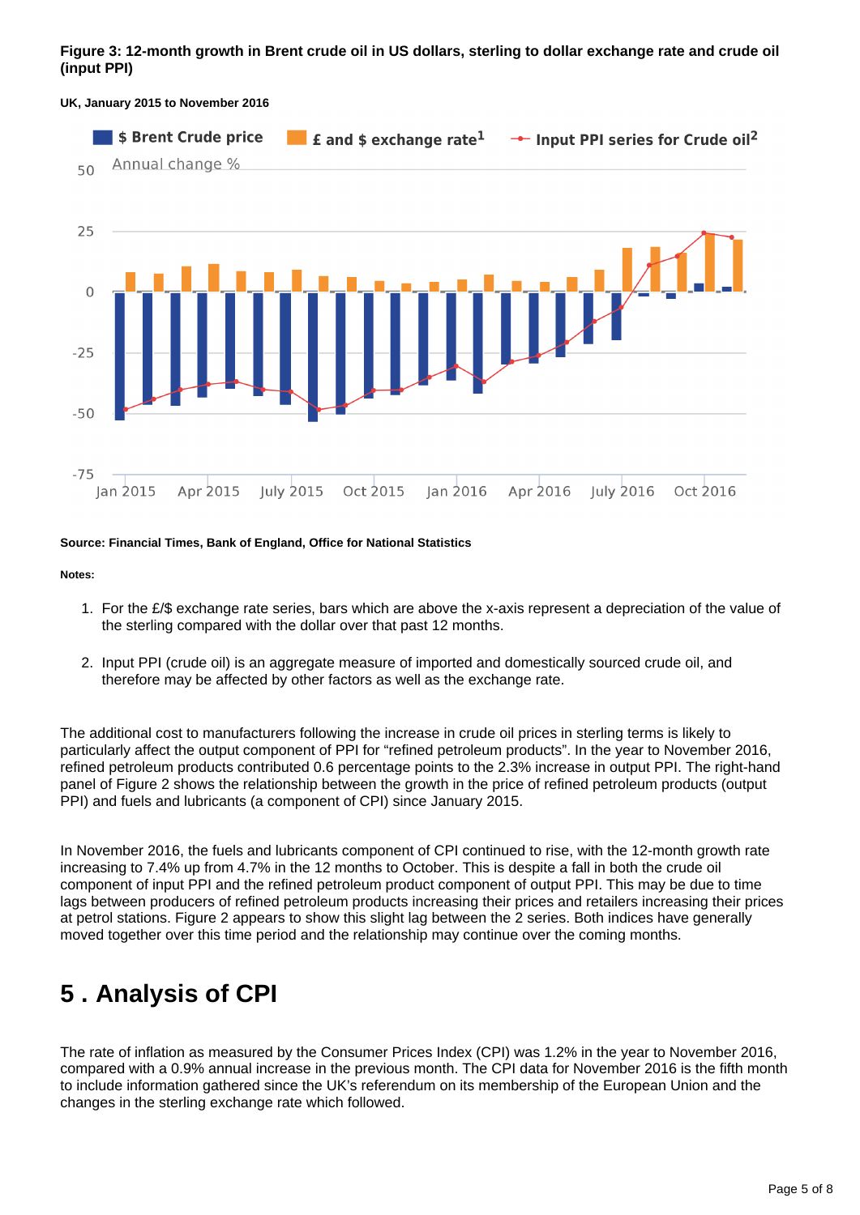**Figure 3: 12-month growth in Brent crude oil in US dollars, sterling to dollar exchange rate and crude oil (input PPI)**

**UK, January 2015 to November 2016**

**Source: Financial Times, Bank of England, Office for National Statistics**

**Notes:**

1. For the £/$ exchange rate series, bars which are above the x-axis represent a depreciation of the value of the sterling compared with the dollar over that past 12 months.
2. Input PPI (crude oil) is an aggregate measure of imported and domestically sourced crude oil, and therefore may be affected by other factors as well as the exchange rate.

The additional cost to manufacturers following the increase in crude oil prices in sterling terms is likely to particularly affect the output component of PPI for "refined petroleum products". In the year to November 2016, refined petroleum products contributed 0.6 percentage points to the 2.3% increase in output PPI. The right-hand panel of Figure 2 shows the relationship between the growth in the price of refined petroleum products (output PPI) and fuels and lubricants (a component of CPI) since January 2015.

In November 2016, the fuels and lubricants component of CPI continued to rise, with the 12-month growth rate increasing to 7.4% up from 4.7% in the 12 months to October. This is despite a fall in both the crude oil component of input PPI and the refined petroleum product component of output PPI. This may be due to time lags between producers of refined petroleum products increasing their prices and retailers increasing their prices at petrol stations. Figure 2 appears to show this slight lag between the 2 series. Both indices have generally moved together over this time period and the relationship may continue over the coming months.

# 5 . Analysis of CPI

The rate of inflation as measured by the Consumer Prices Index (CPI) was 1.2% in the year to November 2016, compared with a 0.9% annual increase in the previous month. The CPI data for November 2016 is the fifth month to include information gathered since the UK's referendum on its membership of the European Union and the changes in the sterling exchange rate which followed.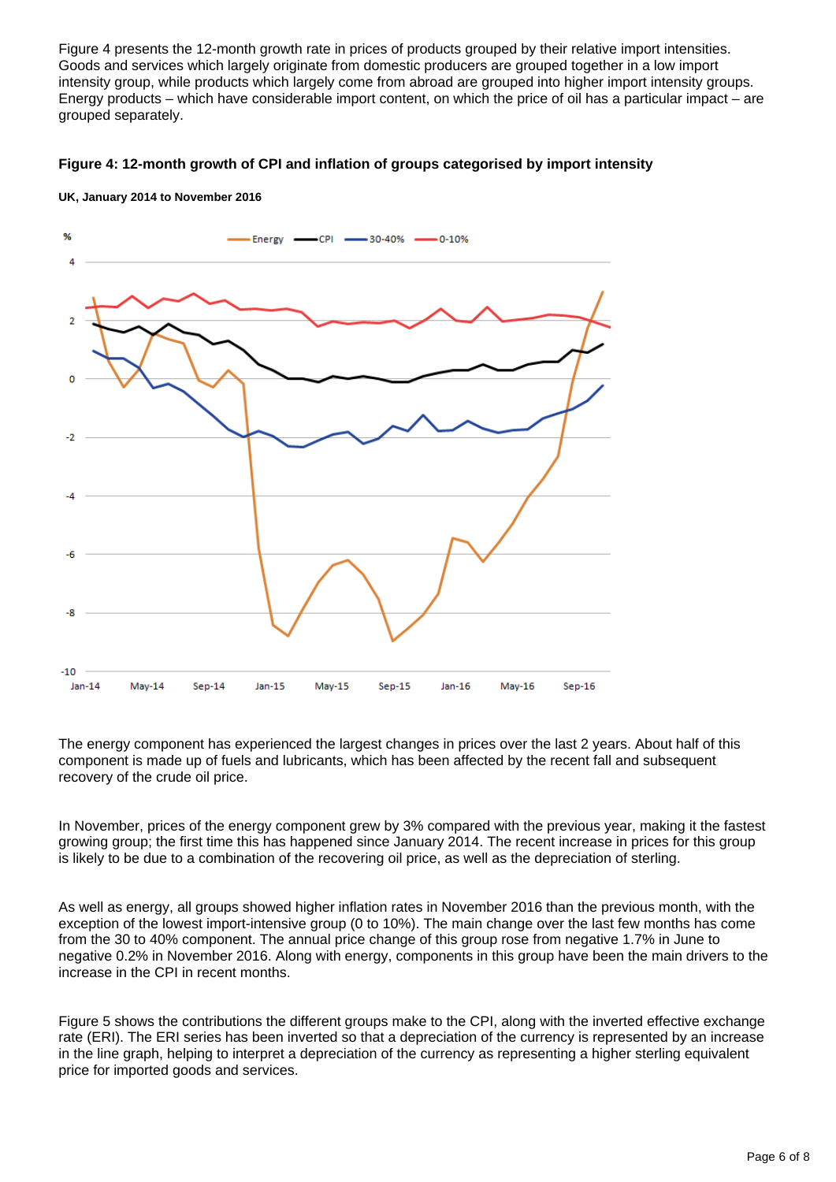Figure 4 presents the 12-month growth rate in prices of products grouped by their relative import intensities. Goods and services which largely originate from domestic producers are grouped together in a low import intensity group, while products which largely come from abroad are grouped into higher import intensity groups. Energy products – which have considerable import content, on which the price of oil has a particular impact – are grouped separately.

**Figure 4: 12-month growth of CPI and inflation of groups categorised by import intensity**

**UK, January 2014 to November 2016**

The energy component has experienced the largest changes in prices over the last 2 years. About half of this component is made up of fuels and lubricants, which has been affected by the recent fall and subsequent recovery of the crude oil price.

In November, prices of the energy component grew by 3% compared with the previous year, making it the fastest growing group; the first time this has happened since January 2014. The recent increase in prices for this group is likely to be due to a combination of the recovering oil price, as well as the depreciation of sterling.

As well as energy, all groups showed higher inflation rates in November 2016 than the previous month, with the exception of the lowest import-intensive group (0 to 10%). The main change over the last few months has come from the 30 to 40% component. The annual price change of this group rose from negative 1.7% in June to negative 0.2% in November 2016. Along with energy, components in this group have been the main drivers to the increase in the CPI in recent months.

Figure 5 shows the contributions the different groups make to the CPI, along with the inverted effective exchange rate (ERI). The ERI series has been inverted so that a depreciation of the currency is represented by an increase in the line graph, helping to interpret a depreciation of the currency as representing a higher sterling equivalent price for imported goods and services.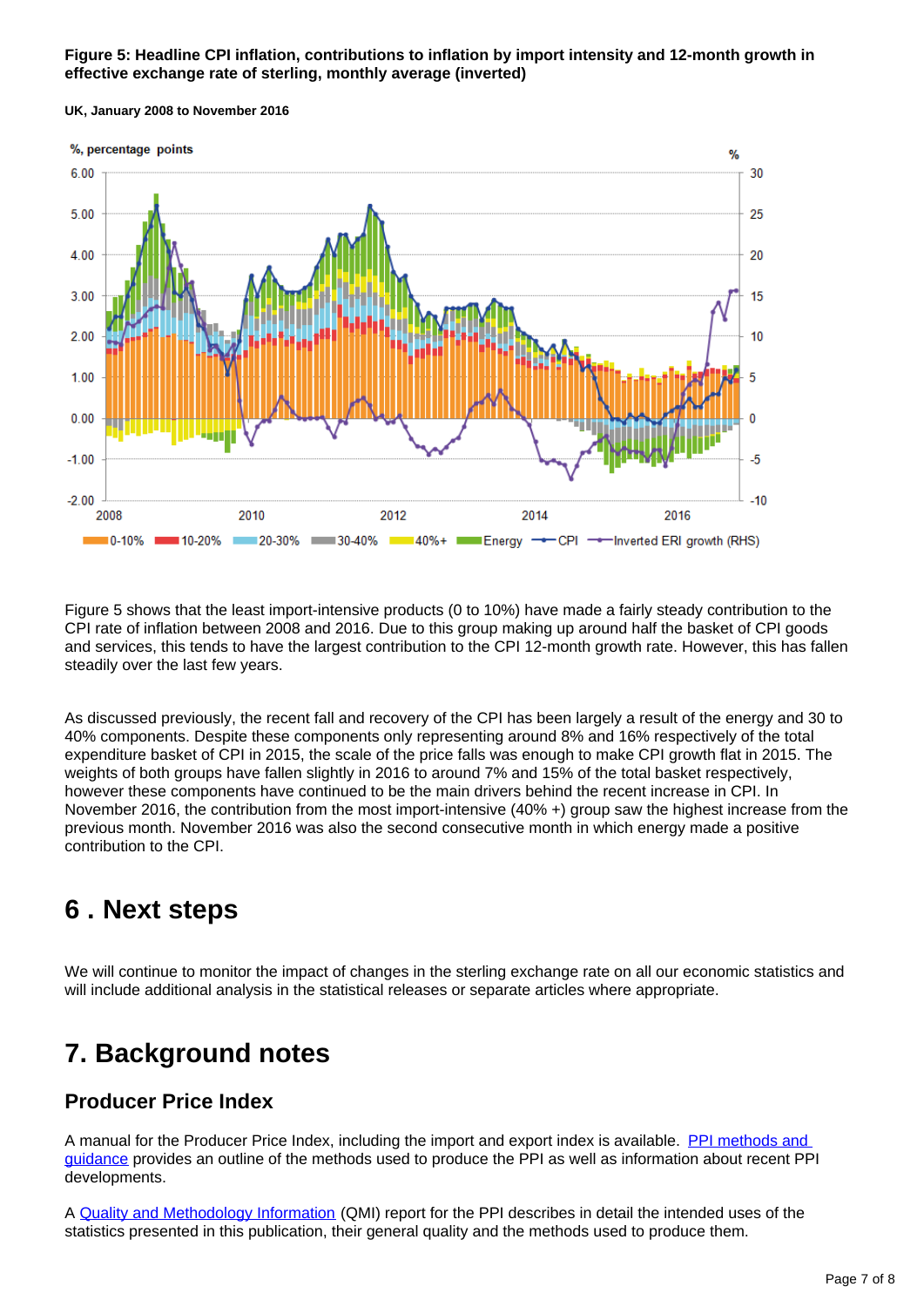**Figure 5: Headline CPI inflation, contributions to inflation by import intensity and 12-month growth in effective exchange rate of sterling, monthly average (inverted)**

**UK, January 2008 to November 2016**

Figure 5 shows that the least import-intensive products (0 to 10%) have made a fairly steady contribution to the CPI rate of inflation between 2008 and 2016. Due to this group making up around half the basket of CPI goods and services, this tends to have the largest contribution to the CPI 12-month growth rate. However, this has fallen steadily over the last few years.

As discussed previously, the recent fall and recovery of the CPI has been largely a result of the energy and 30 to 40% components. Despite these components only representing around 8% and 16% respectively of the total expenditure basket of CPI in 2015, the scale of the price falls was enough to make CPI growth flat in 2015. The weights of both groups have fallen slightly in 2016 to around 7% and 15% of the total basket respectively, however these components have continued to be the main drivers behind the recent increase in CPI. In November 2016, the contribution from the most import-intensive (40% +) group saw the highest increase from the previous month. November 2016 was also the second consecutive month in which energy made a positive contribution to the CPI.

## 6 . Next steps

We will continue to monitor the impact of changes in the sterling exchange rate on all our economic statistics and will include additional analysis in the statistical releases or separate articles where appropriate.

## 7. Background notes

### Producer Price Index

A manual for the Producer Price Index, including the import and export index is available. PPI methods and guidance provides an outline of the methods used to produce the PPI as well as information about recent PPI developments.

A Quality and Methodology Information (QMI) report for the PPI describes in detail the intended uses of the statistics presented in this publication, their general quality and the methods used to produce them.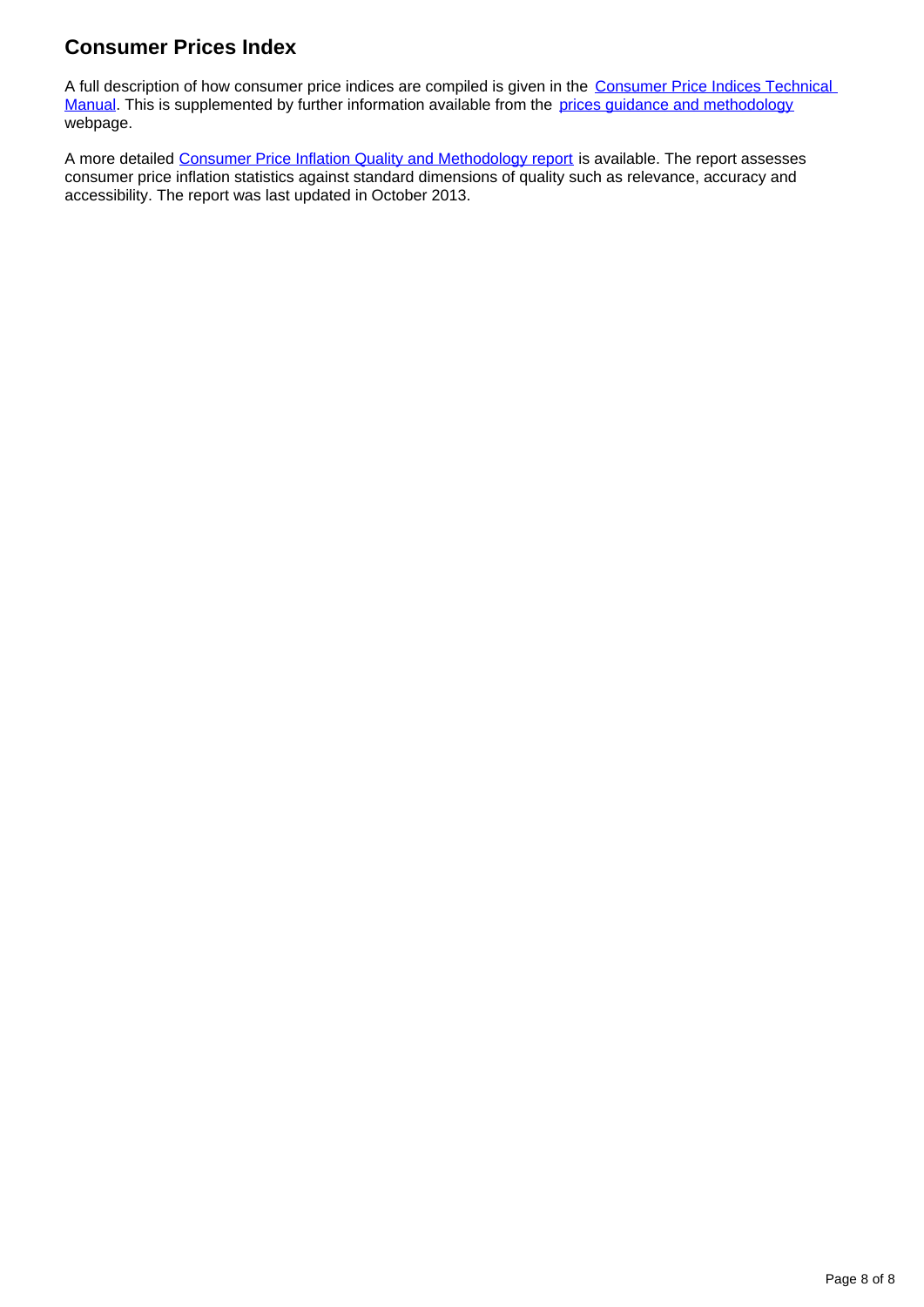## Consumer Prices Index

A full description of how consumer price indices are compiled is given in the Consumer Price Indices Technical Manual. This is supplemented by further information available from the prices guidance and methodology webpage.

A more detailed Consumer Price Inflation Quality and Methodology report is available. The report assesses consumer price inflation statistics against standard dimensions of quality such as relevance, accuracy and accessibility. The report was last updated in October 2013.